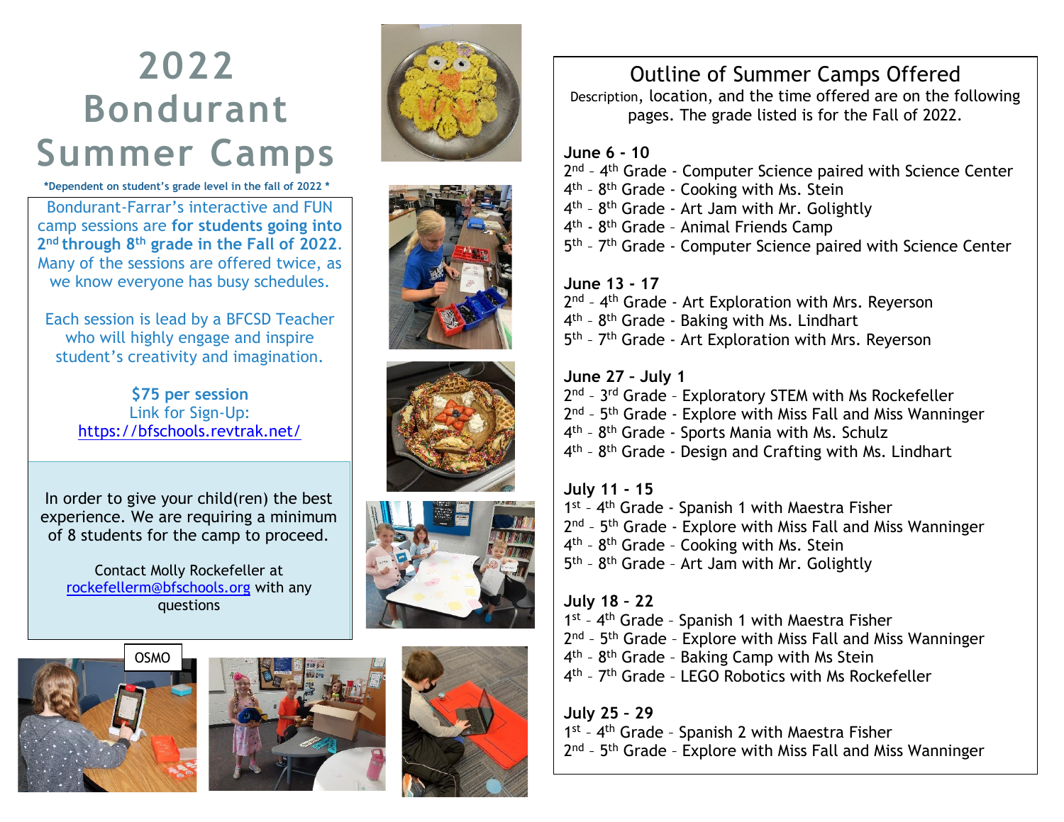# 2022 Bondurant Summer Camps

**\*Dependent on student's grade level in the fall of 2022 \***

Bondurant-Farrar's interactive and FUN camp sessions are **for students going into 2nd through 8th grade in the Fall of 2022**. Many of the sessions are offered twice, as we know everyone has busy schedules.

Each session is lead by a BFCSD Teacher who will highly engage and inspire student's creativity and imagination.

**$75 per session**
Link for Sign-Up:
https://bfschools.revtrak.net/

In order to give your child(ren) the best experience. We are requiring a minimum of 8 students for the camp to proceed.

Contact Molly Rockefeller at rockefellerm@bfschools.org with any questions

OSMO

## Outline of Summer Camps Offered

Description, location, and the time offered are on the following pages. The grade listed is for the Fall of 2022.

**June 6 - 10**
- 2nd – 4th Grade - Computer Science paired with Science Center
- 4th – 8th Grade - Cooking with Ms. Stein
- 4th – 8th Grade - Art Jam with Mr. Golightly
- 4th - 8th Grade – Animal Friends Camp
- 5th – 7th Grade - Computer Science paired with Science Center

**June 13 - 17**
- 2nd – 4th Grade - Art Exploration with Mrs. Reyerson
- 4th – 8th Grade - Baking with Ms. Lindhart
- 5th – 7th Grade - Art Exploration with Mrs. Reyerson

**June 27 - July 1**
- 2nd – 3rd Grade – Exploratory STEM with Ms Rockefeller
- 2nd – 5th Grade - Explore with Miss Fall and Miss Wanninger
- 4th – 8th Grade - Sports Mania with Ms. Schulz
- 4th – 8th Grade - Design and Crafting with Ms. Lindhart

**July 11 - 15**
- 1st – 4th Grade - Spanish 1 with Maestra Fisher
- 2nd – 5th Grade - Explore with Miss Fall and Miss Wanninger
- 4th – 8th Grade – Cooking with Ms. Stein
- 5th – 8th Grade – Art Jam with Mr. Golightly

**July 18 – 22**
- 1st – 4th Grade – Spanish 1 with Maestra Fisher
- 2nd – 5th Grade - Explore with Miss Fall and Miss Wanninger
- 4th – 8th Grade – Baking Camp with Ms Stein
- 4th – 7th Grade – LEGO Robotics with Ms Rockefeller

**July 25 – 29**
- 1st – 4th Grade – Spanish 2 with Maestra Fisher
- 2nd – 5th Grade – Explore with Miss Fall and Miss Wanninger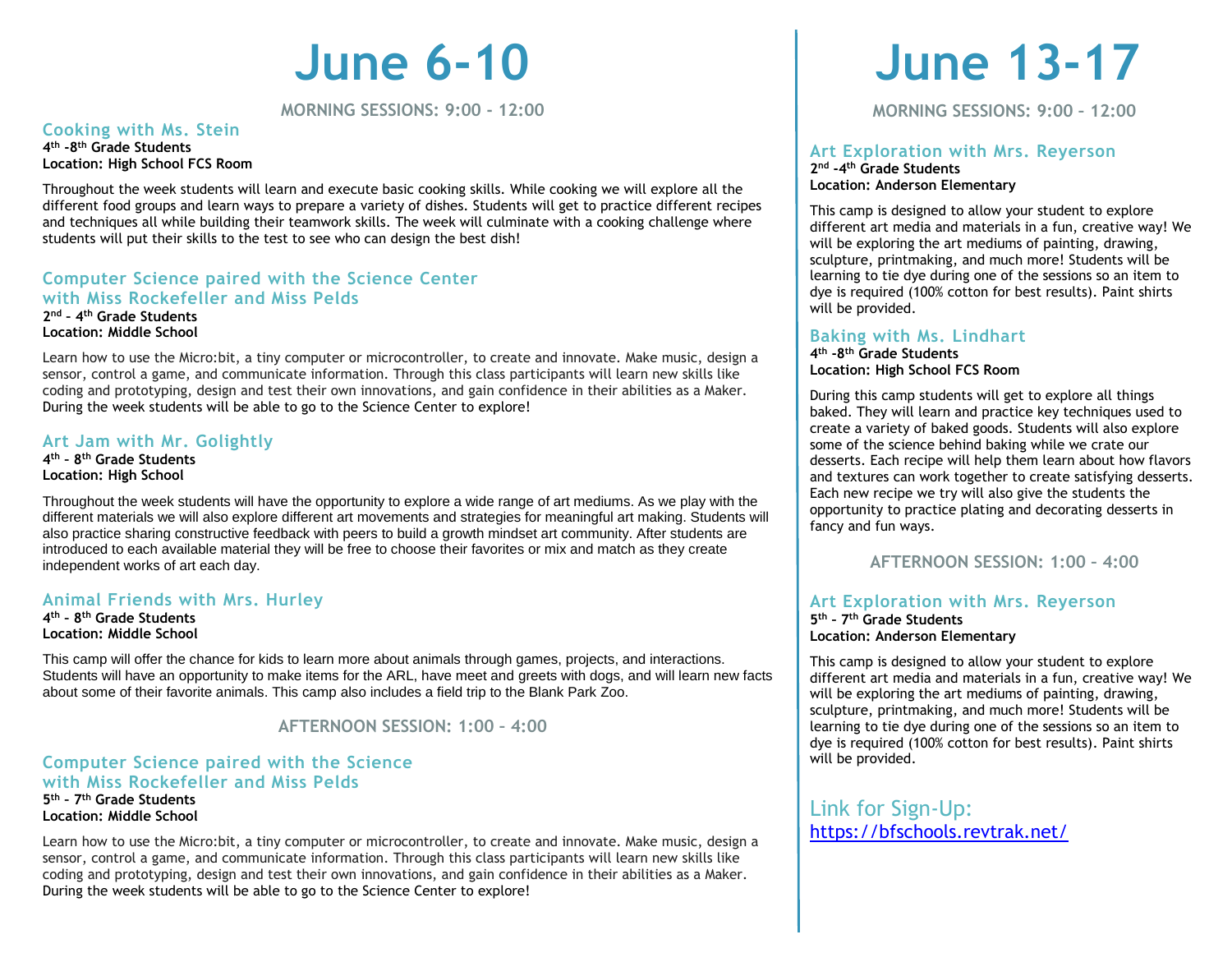# June 6-10

## MORNING SESSIONS: 9:00 – 12:00

### Cooking with Ms. Stein

**4th -8th Grade Students**
**Location: High School FCS Room**

Throughout the week students will learn and execute basic cooking skills. While cooking we will explore all the different food groups and learn ways to prepare a variety of dishes. Students will get to practice different recipes and techniques all while building their teamwork skills. The week will culminate with a cooking challenge where students will put their skills to the test to see who can design the best dish!

### Computer Science paired with the Science Center with Miss Rockefeller and Miss Pelds

**2nd – 4th Grade Students**
**Location: Middle School**

Learn how to use the Micro:bit, a tiny computer or microcontroller, to create and innovate. Make music, design a sensor, control a game, and communicate information. Through this class participants will learn new skills like coding and prototyping, design and test their own innovations, and gain confidence in their abilities as a Maker. During the week students will be able to go to the Science Center to explore!

### Art Jam with Mr. Golightly

**4th – 8th Grade Students**
**Location: High School**

Throughout the week students will have the opportunity to explore a wide range of art mediums. As we play with the different materials we will also explore different art movements and strategies for meaningful art making. Students will also practice sharing constructive feedback with peers to build a growth mindset art community. After students are introduced to each available material they will be free to choose their favorites or mix and match as they create independent works of art each day.

### Animal Friends with Mrs. Hurley

**4th – 8th Grade Students**
**Location: Middle School**

This camp will offer the chance for kids to learn more about animals through games, projects, and interactions. Students will have an opportunity to make items for the ARL, have meet and greets with dogs, and will learn new facts about some of their favorite animals. This camp also includes a field trip to the Blank Park Zoo.

## AFTERNOON SESSION: 1:00 – 4:00

### Computer Science paired with the Science with Miss Rockefeller and Miss Pelds

**5th – 7th Grade Students**
**Location: Middle School**

Learn how to use the Micro:bit, a tiny computer or microcontroller, to create and innovate. Make music, design a sensor, control a game, and communicate information. Through this class participants will learn new skills like coding and prototyping, design and test their own innovations, and gain confidence in their abilities as a Maker. During the week students will be able to go to the Science Center to explore!

# June 13-17

## MORNING SESSIONS: 9:00 – 12:00

### Art Exploration with Mrs. Reyerson

**2nd -4th Grade Students**
**Location: Anderson Elementary**

This camp is designed to allow your student to explore different art media and materials in a fun, creative way! We will be exploring the art mediums of painting, drawing, sculpture, printmaking, and much more! Students will be learning to tie dye during one of the sessions so an item to dye is required (100% cotton for best results). Paint shirts will be provided.

### Baking with Ms. Lindhart

**4th -8th Grade Students**
**Location: High School FCS Room**

During this camp students will get to explore all things baked. They will learn and practice key techniques used to create a variety of baked goods. Students will also explore some of the science behind baking while we crate our desserts. Each recipe will help them learn about how flavors and textures can work together to create satisfying desserts. Each new recipe we try will also give the students the opportunity to practice plating and decorating desserts in fancy and fun ways.

## AFTERNOON SESSION: 1:00 – 4:00

### Art Exploration with Mrs. Reyerson

**5th – 7th Grade Students**
**Location: Anderson Elementary**

This camp is designed to allow your student to explore different art media and materials in a fun, creative way! We will be exploring the art mediums of painting, drawing, sculpture, printmaking, and much more! Students will be learning to tie dye during one of the sessions so an item to dye is required (100% cotton for best results). Paint shirts will be provided.

Link for Sign-Up:
[https://bfschools.revtrak.net/](https://bfschools.revtrak.net/)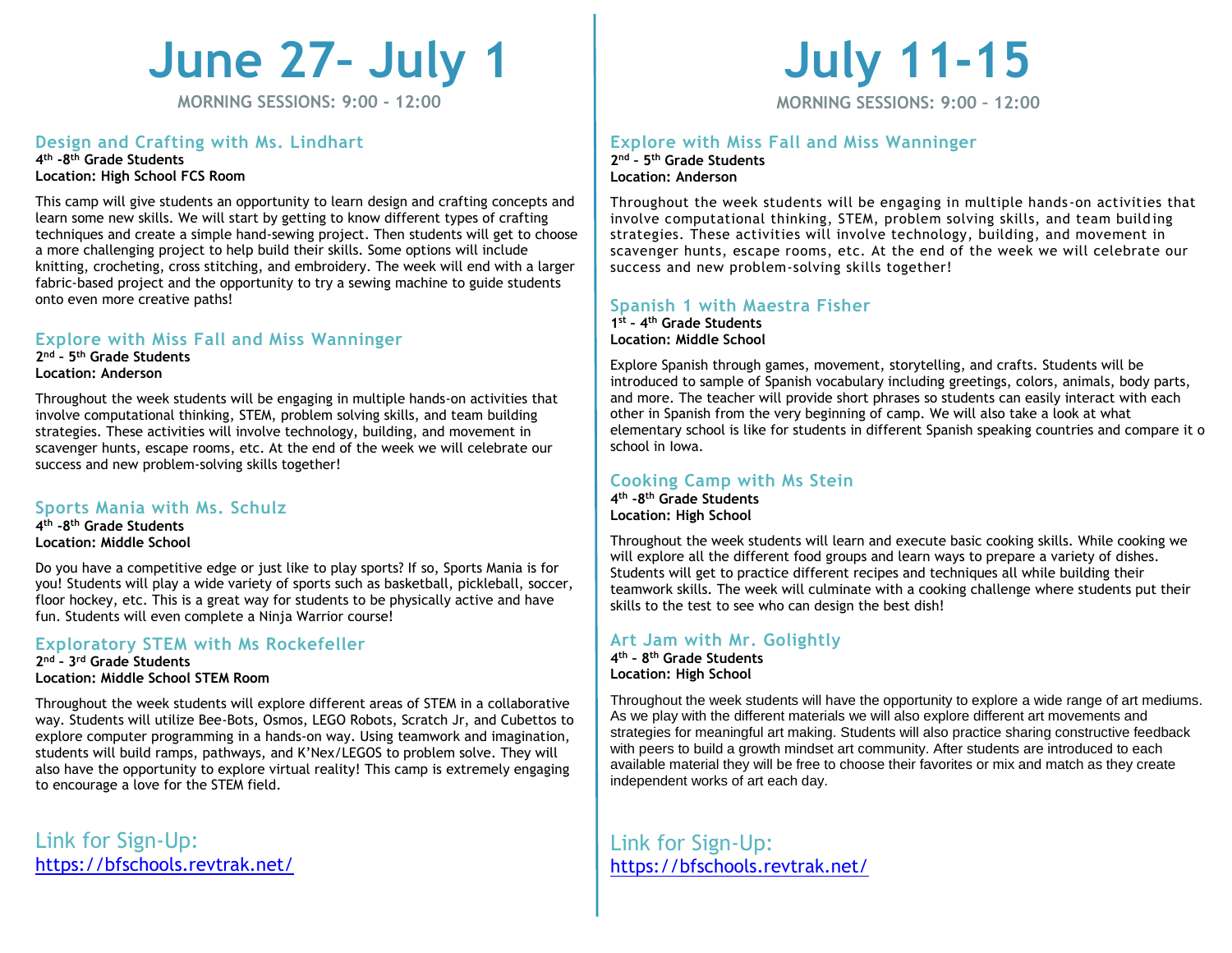# June 27- July 1

**MORNING SESSIONS: 9:00 - 12:00**

### Design and Crafting with Ms. Lindhart

**4th -8th Grade Students**
**Location: High School FCS Room**

This camp will give students an opportunity to learn design and crafting concepts and learn some new skills. We will start by getting to know different types of crafting techniques and create a simple hand-sewing project. Then students will get to choose a more challenging project to help build their skills. Some options will include knitting, crocheting, cross stitching, and embroidery. The week will end with a larger fabric-based project and the opportunity to try a sewing machine to guide students onto even more creative paths!

### Explore with Miss Fall and Miss Wanninger

**2nd – 5th Grade Students**
**Location: Anderson**

Throughout the week students will be engaging in multiple hands-on activities that involve computational thinking, STEM, problem solving skills, and team building strategies. These activities will involve technology, building, and movement in scavenger hunts, escape rooms, etc. At the end of the week we will celebrate our success and new problem-solving skills together!

### Sports Mania with Ms. Schulz

**4th -8th Grade Students**
**Location: Middle School**

Do you have a competitive edge or just like to play sports? If so, Sports Mania is for you! Students will play a wide variety of sports such as basketball, pickleball, soccer, floor hockey, etc. This is a great way for students to be physically active and have fun. Students will even complete a Ninja Warrior course!

### Exploratory STEM with Ms Rockefeller

**2nd – 3rd Grade Students**
**Location: Middle School STEM Room**

Throughout the week students will explore different areas of STEM in a collaborative way. Students will utilize Bee-Bots, Osmos, LEGO Robots, Scratch Jr, and Cubettos to explore computer programming in a hands-on way. Using teamwork and imagination, students will build ramps, pathways, and K'Nex/LEGOS to problem solve. They will also have the opportunity to explore virtual reality! This camp is extremely engaging to encourage a love for the STEM field.

Link for Sign-Up:
https://bfschools.revtrak.net/

# July 11-15

**MORNING SESSIONS: 9:00 – 12:00**

### Explore with Miss Fall and Miss Wanninger

**2nd – 5th Grade Students**
**Location: Anderson**

Throughout the week students will be engaging in multiple hands-on activities that involve computational thinking, STEM, problem solving skills, and team building strategies. These activities will involve technology, building, and movement in scavenger hunts, escape rooms, etc. At the end of the week we will celebrate our success and new problem-solving skills together!

### Spanish 1 with Maestra Fisher

**1st – 4th Grade Students**
**Location: Middle School**

Explore Spanish through games, movement, storytelling, and crafts. Students will be introduced to sample of Spanish vocabulary including greetings, colors, animals, body parts, and more. The teacher will provide short phrases so students can easily interact with each other in Spanish from the very beginning of camp. We will also take a look at what elementary school is like for students in different Spanish speaking countries and compare it o school in Iowa.

### Cooking Camp with Ms Stein

**4th -8th Grade Students**
**Location: High School**

Throughout the week students will learn and execute basic cooking skills. While cooking we will explore all the different food groups and learn ways to prepare a variety of dishes. Students will get to practice different recipes and techniques all while building their teamwork skills. The week will culminate with a cooking challenge where students put their skills to the test to see who can design the best dish!

### Art Jam with Mr. Golightly

**4th – 8th Grade Students**
**Location: High School**

Throughout the week students will have the opportunity to explore a wide range of art mediums. As we play with the different materials we will also explore different art movements and strategies for meaningful art making. Students will also practice sharing constructive feedback with peers to build a growth mindset art community. After students are introduced to each available material they will be free to choose their favorites or mix and match as they create independent works of art each day.

Link for Sign-Up:
https://bfschools.revtrak.net/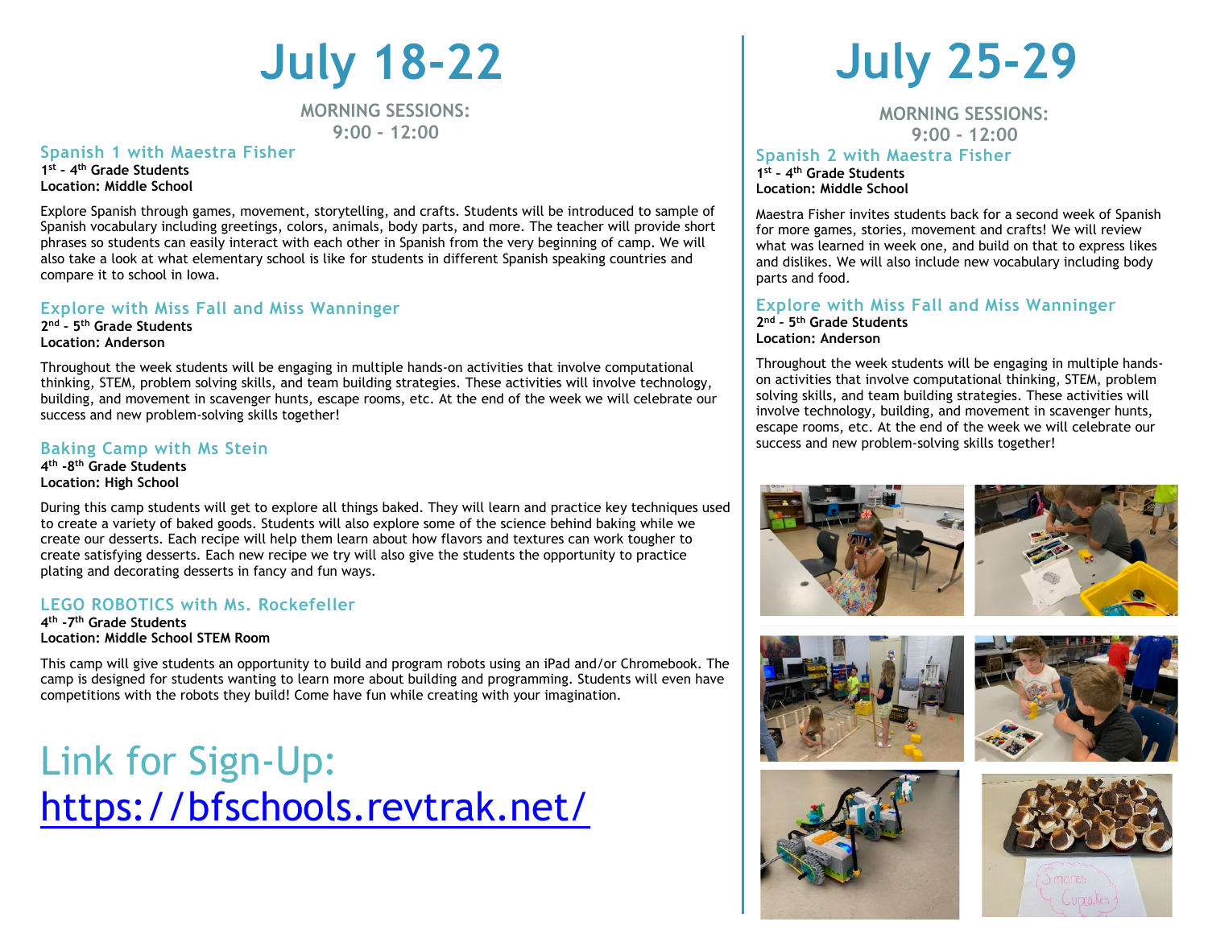# July 18-22

**MORNING SESSIONS: 9:00 - 12:00**

## Spanish 1 with Maestra Fisher

**1st – 4th Grade Students**
**Location: Middle School**

Explore Spanish through games, movement, storytelling, and crafts. Students will be introduced to sample of Spanish vocabulary including greetings, colors, animals, body parts, and more. The teacher will provide short phrases so students can easily interact with each other in Spanish from the very beginning of camp. We will also take a look at what elementary school is like for students in different Spanish speaking countries and compare it to school in Iowa.

## Explore with Miss Fall and Miss Wanninger

**2nd – 5th Grade Students**
**Location: Anderson**

Throughout the week students will be engaging in multiple hands-on activities that involve computational thinking, STEM, problem solving skills, and team building strategies. These activities will involve technology, building, and movement in scavenger hunts, escape rooms, etc. At the end of the week we will celebrate our success and new problem-solving skills together!

## Baking Camp with Ms Stein

**4th -8th Grade Students**
**Location: High School**

During this camp students will get to explore all things baked. They will learn and practice key techniques used to create a variety of baked goods. Students will also explore some of the science behind baking while we create our desserts. Each recipe will help them learn about how flavors and textures can work tougher to create satisfying desserts. Each new recipe we try will also give the students the opportunity to practice plating and decorating desserts in fancy and fun ways.

## LEGO ROBOTICS with Ms. Rockefeller

**4th -7th Grade Students**
**Location: Middle School STEM Room**

This camp will give students an opportunity to build and program robots using an iPad and/or Chromebook. The camp is designed for students wanting to learn more about building and programming. Students will even have competitions with the robots they build! Come have fun while creating with your imagination.

# Link for Sign-Up: https://bfschools.revtrak.net/

# July 25-29

**MORNING SESSIONS: 9:00 - 12:00**

## Spanish 2 with Maestra Fisher

**1st – 4th Grade Students**
**Location: Middle School**

Maestra Fisher invites students back for a second week of Spanish for more games, stories, movement and crafts! We will review what was learned in week one, and build on that to express likes and dislikes. We will also include new vocabulary including body parts and food.

## Explore with Miss Fall and Miss Wanninger

**2nd – 5th Grade Students**
**Location: Anderson**

Throughout the week students will be engaging in multiple hands-on activities that involve computational thinking, STEM, problem solving skills, and team building strategies. These activities will involve technology, building, and movement in scavenger hunts, escape rooms, etc. At the end of the week we will celebrate our success and new problem-solving skills together!